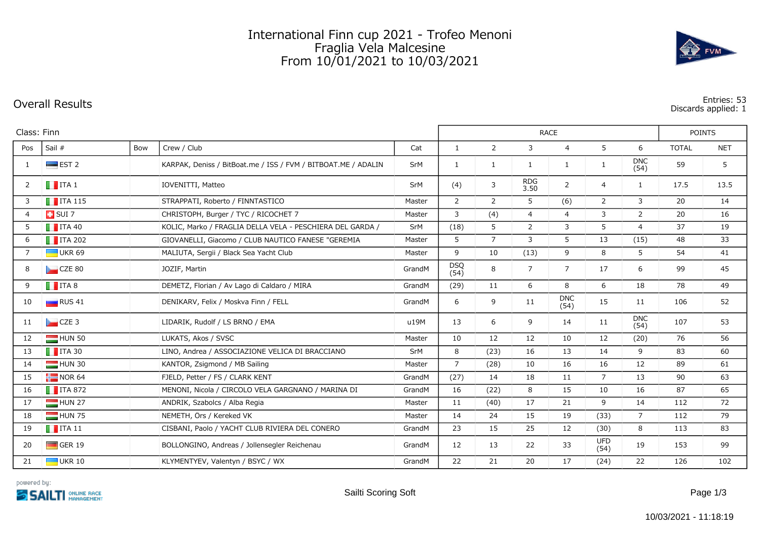# International Finn cup 2021 - Trofeo Menoni
## Fraglia Vela Malcesine
## From 10/01/2021 to 10/03/2021

## Overall Results

Entries: 53
Discards applied: 1

Class: Finn

| Pos | Sail # | Bow | Crew / Club | Cat | RACE 1 | 2 | 3 | 4 | 5 | 6 | POINTS TOTAL | NET |
|---|---|---|---|---|---|---|---|---|---|---|---|---|
| 1 | EST 2 | | KARPAK, Deniss / BitBoat.me / ISS / FVM / BITBOAT.ME / ADALIN | SrM | 1 | 1 | 1 | 1 | 1 | DNC (54) | 59 | 5 |
| 2 | ITA 1 | | IOVENITTI, Matteo | SrM | (4) | 3 | RDG 3.50 | 2 | 4 | 1 | 17.5 | 13.5 |
| 3 | ITA 115 | | STRAPPATI, Roberto / FINNTASTICO | Master | 2 | 2 | 5 | (6) | 2 | 3 | 20 | 14 |
| 4 | SUI 7 | | CHRISTOPH, Burger / TYC / RICOCHET 7 | Master | 3 | (4) | 4 | 4 | 3 | 2 | 20 | 16 |
| 5 | ITA 40 | | KOLIC, Marko / FRAGLIA DELLA VELA - PESCHIERA DEL GARDA / | SrM | (18) | 5 | 2 | 3 | 5 | 4 | 37 | 19 |
| 6 | ITA 202 | | GIOVANELLI, Giacomo / CLUB NAUTICO FANESE "GEREMIA | Master | 5 | 7 | 3 | 5 | 13 | (15) | 48 | 33 |
| 7 | UKR 69 | | MALIUTA, Sergii / Black Sea Yacht Club | Master | 9 | 10 | (13) | 9 | 8 | 5 | 54 | 41 |
| 8 | CZE 80 | | JOZIF, Martin | GrandM | DSQ (54) | 8 | 7 | 7 | 17 | 6 | 99 | 45 |
| 9 | ITA 8 | | DEMETZ, Florian / Av Lago di Caldaro / MIRA | GrandM | (29) | 11 | 6 | 8 | 6 | 18 | 78 | 49 |
| 10 | RUS 41 | | DENIKARV, Felix / Moskva Finn / FELL | GrandM | 6 | 9 | 11 | DNC (54) | 15 | 11 | 106 | 52 |
| 11 | CZE 3 | | LIDARIK, Rudolf / LS BRNO / EMA | u19M | 13 | 6 | 9 | 14 | 11 | DNC (54) | 107 | 53 |
| 12 | HUN 50 | | LUKATS, Akos / SVSC | Master | 10 | 12 | 12 | 10 | 12 | (20) | 76 | 56 |
| 13 | ITA 30 | | LINO, Andrea / ASSOCIAZIONE VELICA DI BRACCIANO | SrM | 8 | (23) | 16 | 13 | 14 | 9 | 83 | 60 |
| 14 | HUN 30 | | KANTOR, Zsigmond / MB Sailing | Master | 7 | (28) | 10 | 16 | 16 | 12 | 89 | 61 |
| 15 | NOR 64 | | FJELD, Petter / FS / CLARK KENT | GrandM | (27) | 14 | 18 | 11 | 7 | 13 | 90 | 63 |
| 16 | ITA 872 | | MENONI, Nicola / CIRCOLO VELA GARGNANO / MARINA DI | GrandM | 16 | (22) | 8 | 15 | 10 | 16 | 87 | 65 |
| 17 | HUN 27 | | ANDRIK, Szabolcs / Alba Regia | Master | 11 | (40) | 17 | 21 | 9 | 14 | 112 | 72 |
| 18 | HUN 75 | | NEMETH, Örs / Kereked VK | Master | 14 | 24 | 15 | 19 | (33) | 7 | 112 | 79 |
| 19 | ITA 11 | | CISBANI, Paolo / YACHT CLUB RIVIERA DEL CONERO | GrandM | 23 | 15 | 25 | 12 | (30) | 8 | 113 | 83 |
| 20 | GER 19 | | BOLLONGINO, Andreas / Jollensegler Reichenau | GrandM | 12 | 13 | 22 | 33 | UFD (54) | 19 | 153 | 99 |
| 21 | UKR 10 | | KLYMENTYEV, Valentyn / BSYC / WX | GrandM | 22 | 21 | 20 | 17 | (24) | 22 | 126 | 102 |

powered by: SAILTI ONLINE RACE MANAGEMENT

Sailti Scoring Soft

10/03/2021 - 11:18:19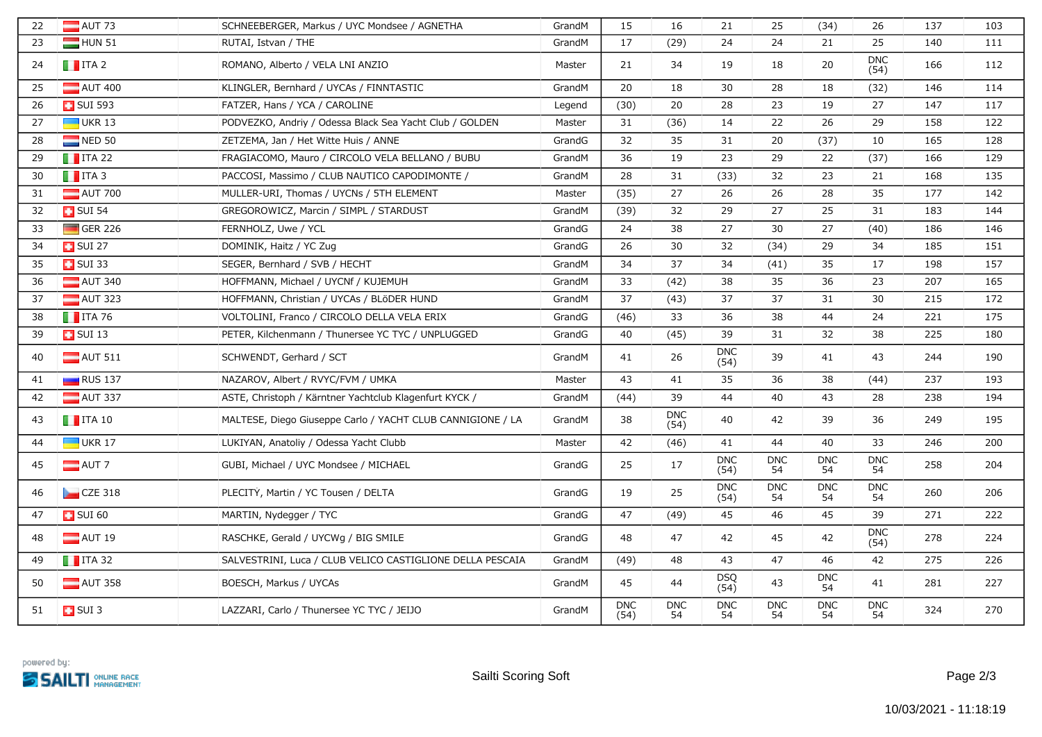| | | | | | | | | | | | | |
|---|---|---|---|---|---|---|---|---|---|---|---|---|
| 22 | AUT 73 | | SCHNEEBERGER, Markus / UYC Mondsee / AGNETHA | GrandM | 15 | 16 | 21 | 25 | (34) | 26 | 137 | 103 |
| 23 | HUN 51 | | RUTAI, Istvan / THE | GrandM | 17 | (29) | 24 | 24 | 21 | 25 | 140 | 111 |
| 24 | ITA 2 | | ROMANO, Alberto / VELA LNI ANZIO | Master | 21 | 34 | 19 | 18 | 20 | DNC (54) | 166 | 112 |
| 25 | AUT 400 | | KLINGLER, Bernhard / UYCAs / FINNTASTIC | GrandM | 20 | 18 | 30 | 28 | 18 | (32) | 146 | 114 |
| 26 | SUI 593 | | FATZER, Hans / YCA / CAROLINE | Legend | (30) | 20 | 28 | 23 | 19 | 27 | 147 | 117 |
| 27 | UKR 13 | | PODVEZKO, Andriy / Odessa Black Sea Yacht Club / GOLDEN | Master | 31 | (36) | 14 | 22 | 26 | 29 | 158 | 122 |
| 28 | NED 50 | | ZETZEMA, Jan / Het Witte Huis / ANNE | GrandG | 32 | 35 | 31 | 20 | (37) | 10 | 165 | 128 |
| 29 | ITA 22 | | FRAGIACOMO, Mauro / CIRCOLO VELA BELLANO / BUBU | GrandM | 36 | 19 | 23 | 29 | 22 | (37) | 166 | 129 |
| 30 | ITA 3 | | PACCOSI, Massimo / CLUB NAUTICO CAPODIMONTE / | GrandM | 28 | 31 | (33) | 32 | 23 | 21 | 168 | 135 |
| 31 | AUT 700 | | MULLER-URI, Thomas / UYCNs / 5TH ELEMENT | Master | (35) | 27 | 26 | 26 | 28 | 35 | 177 | 142 |
| 32 | SUI 54 | | GREGOROWICZ, Marcin / SIMPL / STARDUST | GrandM | (39) | 32 | 29 | 27 | 25 | 31 | 183 | 144 |
| 33 | GER 226 | | FERNHOLZ, Uwe / YCL | GrandG | 24 | 38 | 27 | 30 | 27 | (40) | 186 | 146 |
| 34 | SUI 27 | | DOMINIK, Haitz / YC Zug | GrandG | 26 | 30 | 32 | (34) | 29 | 34 | 185 | 151 |
| 35 | SUI 33 | | SEGER, Bernhard / SVB / HECHT | GrandM | 34 | 37 | 34 | (41) | 35 | 17 | 198 | 157 |
| 36 | AUT 340 | | HOFFMANN, Michael / UYCNf / KUJEMUH | GrandM | 33 | (42) | 38 | 35 | 36 | 23 | 207 | 165 |
| 37 | AUT 323 | | HOFFMANN, Christian / UYCAs / BLöDER HUND | GrandM | 37 | (43) | 37 | 37 | 31 | 30 | 215 | 172 |
| 38 | ITA 76 | | VOLTOLINI, Franco / CIRCOLO DELLA VELA ERIX | GrandG | (46) | 33 | 36 | 38 | 44 | 24 | 221 | 175 |
| 39 | SUI 13 | | PETER, Kilchenmann / Thunersee YC TYC / UNPLUGGED | GrandG | 40 | (45) | 39 | 31 | 32 | 38 | 225 | 180 |
| 40 | AUT 511 | | SCHWENDT, Gerhard / SCT | GrandM | 41 | 26 | DNC (54) | 39 | 41 | 43 | 244 | 190 |
| 41 | RUS 137 | | NAZAROV, Albert / RVYC/FVM / UMKA | Master | 43 | 41 | 35 | 36 | 38 | (44) | 237 | 193 |
| 42 | AUT 337 | | ASTE, Christoph / Kärntner Yachtclub Klagenfurt KYCK / | GrandM | (44) | 39 | 44 | 40 | 43 | 28 | 238 | 194 |
| 43 | ITA 10 | | MALTESE, Diego Giuseppe Carlo / YACHT CLUB CANNIGIONE / LA | GrandM | 38 | DNC (54) | 40 | 42 | 39 | 36 | 249 | 195 |
| 44 | UKR 17 | | LUKIYAN, Anatoliy / Odessa Yacht Clubb | Master | 42 | (46) | 41 | 44 | 40 | 33 | 246 | 200 |
| 45 | AUT 7 | | GUBI, Michael / UYC Mondsee / MICHAEL | GrandG | 25 | 17 | DNC (54) | DNC 54 | DNC 54 | DNC 54 | 258 | 204 |
| 46 | CZE 318 | | PLECITY, Martin / YC Tousen / DELTA | GrandG | 19 | 25 | DNC (54) | DNC 54 | DNC 54 | DNC 54 | 260 | 206 |
| 47 | SUI 60 | | MARTIN, Nydegger / TYC | GrandG | 47 | (49) | 45 | 46 | 45 | 39 | 271 | 222 |
| 48 | AUT 19 | | RASCHKE, Gerald / UYCWg / BIG SMILE | GrandG | 48 | 47 | 42 | 45 | 42 | DNC (54) | 278 | 224 |
| 49 | ITA 32 | | SALVESTRINI, Luca / CLUB VELICO CASTIGLIONE DELLA PESCAIA | GrandM | (49) | 48 | 43 | 47 | 46 | 42 | 275 | 226 |
| 50 | AUT 358 | | BOESCH, Markus / UYCAs | GrandM | 45 | 44 | DSQ (54) | 43 | DNC 54 | 41 | 281 | 227 |
| 51 | SUI 3 | | LAZZARI, Carlo / Thunersee YC TYC / JEIJO | GrandM | DNC (54) | DNC 54 | DNC 54 | DNC 54 | DNC 54 | DNC 54 | 324 | 270 |

powered by: SAILTI ONLINE RACE MANAGEMENT

Sailti Scoring Soft

10/03/2021 - 11:18:19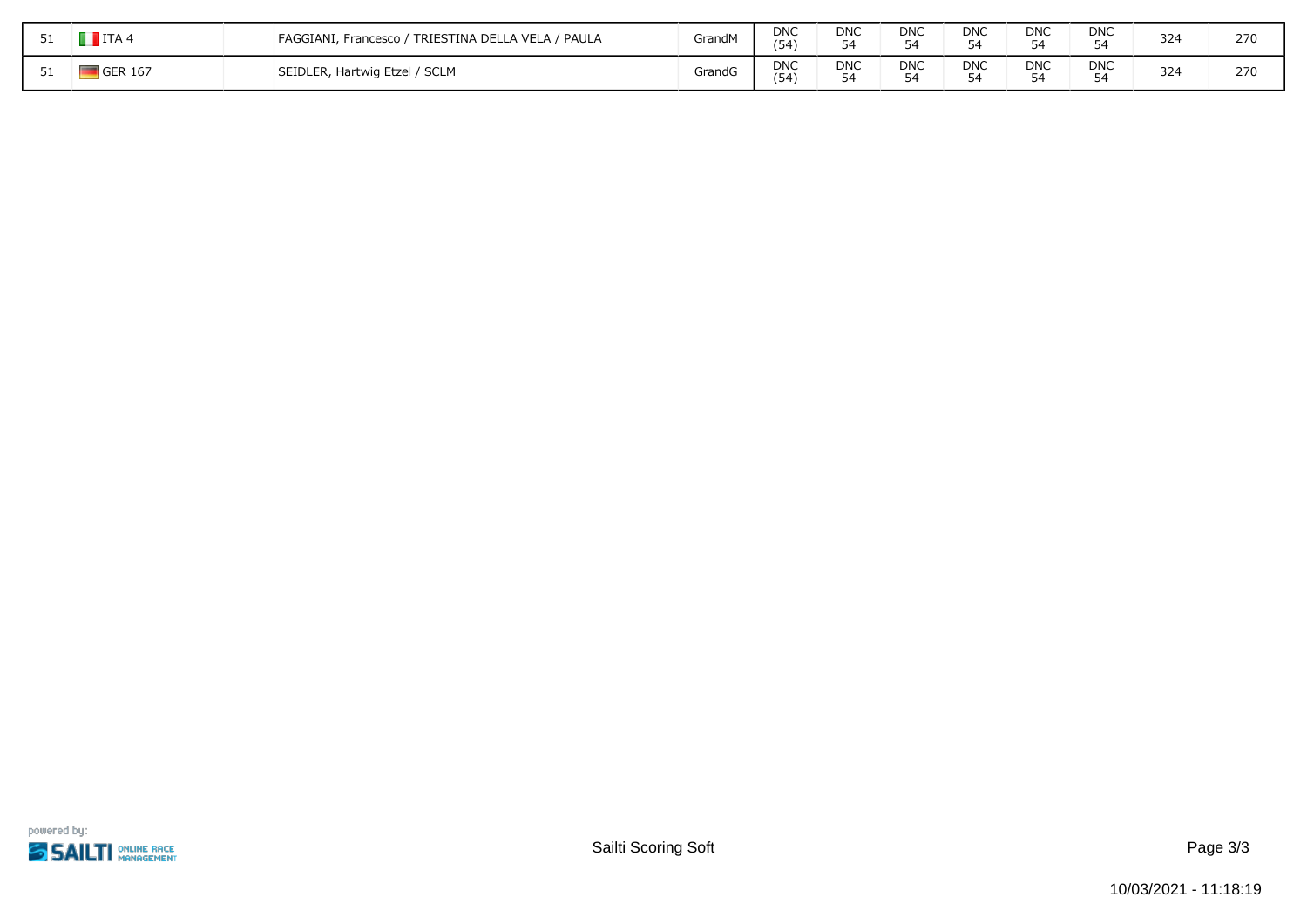| | | | | | | | | | | | | |
|---|---|---|---|---|---|---|---|---|---|---|---|---|
| 51 | ITA 4 | | FAGGIANI, Francesco / TRIESTINA DELLA VELA / PAULA | GrandM | DNC (54) | DNC 54 | DNC 54 | DNC 54 | DNC 54 | DNC 54 | 324 | 270 |
| 51 | GER 167 | | SEIDLER, Hartwig Etzel / SCLM | GrandG | DNC (54) | DNC 54 | DNC 54 | DNC 54 | DNC 54 | DNC 54 | 324 | 270 |

powered by: SAILTI ONLINE RACE MANAGEMENT

Sailti Scoring Soft

10/03/2021 - 11:18:19